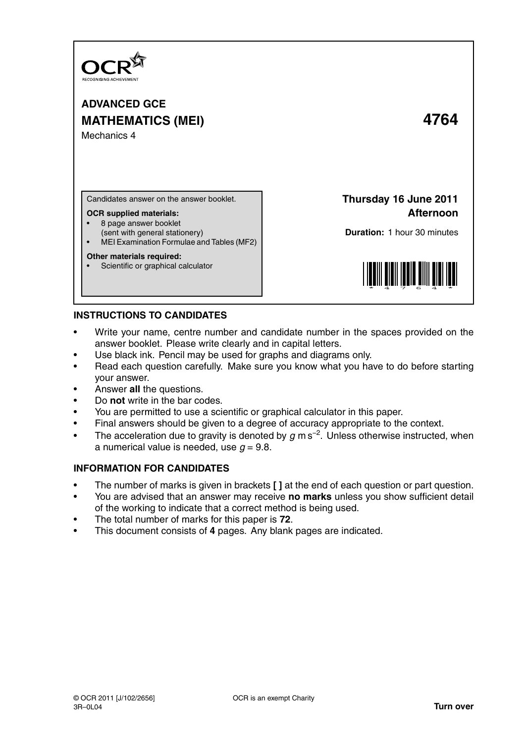OCR
RECOGNISING ACHIEVEMENT

# ADVANCED GCE
# MATHEMATICS (MEI) 4764

Mechanics 4

Candidates answer on the answer booklet.

**OCR supplied materials:**
- 8 page answer booklet (sent with general stationery)
- MEI Examination Formulae and Tables (MF2)

**Other materials required:**
- Scientific or graphical calculator

**Thursday 16 June 2011**
**Afternoon**

**Duration:** 1 hour 30 minutes

## INSTRUCTIONS TO CANDIDATES

- Write your name, centre number and candidate number in the spaces provided on the answer booklet. Please write clearly and in capital letters.
- Use black ink. Pencil may be used for graphs and diagrams only.
- Read each question carefully. Make sure you know what you have to do before starting your answer.
- Answer **all** the questions.
- Do **not** write in the bar codes.
- You are permitted to use a scientific or graphical calculator in this paper.
- Final answers should be given to a degree of accuracy appropriate to the context.
- The acceleration due to gravity is denoted by $g$ m s$^{-2}$. Unless otherwise instructed, when a numerical value is needed, use $g = 9.8$.

## INFORMATION FOR CANDIDATES

- The number of marks is given in brackets **[ ]** at the end of each question or part question.
- You are advised that an answer may receive **no marks** unless you show sufficient detail of the working to indicate that a correct method is being used.
- The total number of marks for this paper is **72**.
- This document consists of **4** pages. Any blank pages are indicated.

© OCR 2011 [J/102/2656] OCR is an exempt Charity
3R–0L04 **Turn over**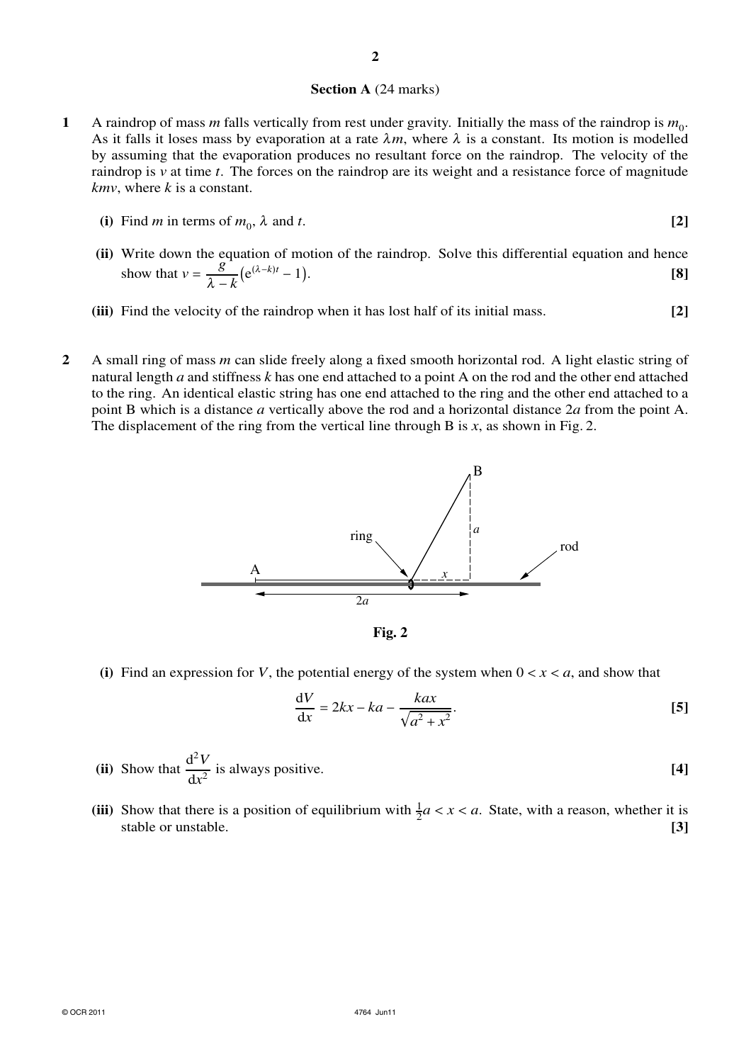## Section A (24 marks)

**1** A raindrop of mass $m$ falls vertically from rest under gravity. Initially the mass of the raindrop is $m_0$. As it falls it loses mass by evaporation at a rate $\lambda m$, where $\lambda$ is a constant. Its motion is modelled by assuming that the evaporation produces no resultant force on the raindrop. The velocity of the raindrop is $v$ at time $t$. The forces on the raindrop are its weight and a resistance force of magnitude $kmv$, where $k$ is a constant.

**(i)** Find $m$ in terms of $m_0$, $\lambda$ and $t$. **[2]**

**(ii)** Write down the equation of motion of the raindrop. Solve this differential equation and hence show that $v = \dfrac{g}{\lambda - k}\left(e^{(\lambda - k)t} - 1\right)$. **[8]**

**(iii)** Find the velocity of the raindrop when it has lost half of its initial mass. **[2]**

**2** A small ring of mass $m$ can slide freely along a fixed smooth horizontal rod. A light elastic string of natural length $a$ and stiffness $k$ has one end attached to a point A on the rod and the other end attached to the ring. An identical elastic string has one end attached to the ring and the other end attached to a point B which is a distance $a$ vertically above the rod and a horizontal distance $2a$ from the point A. The displacement of the ring from the vertical line through B is $x$, as shown in Fig. 2.

**Fig. 2**

**(i)** Find an expression for $V$, the potential energy of the system when $0 < x < a$, and show that

$$\frac{dV}{dx} = 2kx - ka - \frac{kax}{\sqrt{a^2 + x^2}}.$$ **[5]**

**(ii)** Show that $\dfrac{d^2V}{dx^2}$ is always positive. **[4]**

**(iii)** Show that there is a position of equilibrium with $\frac{1}{2}a < x < a$. State, with a reason, whether it is stable or unstable. **[3]**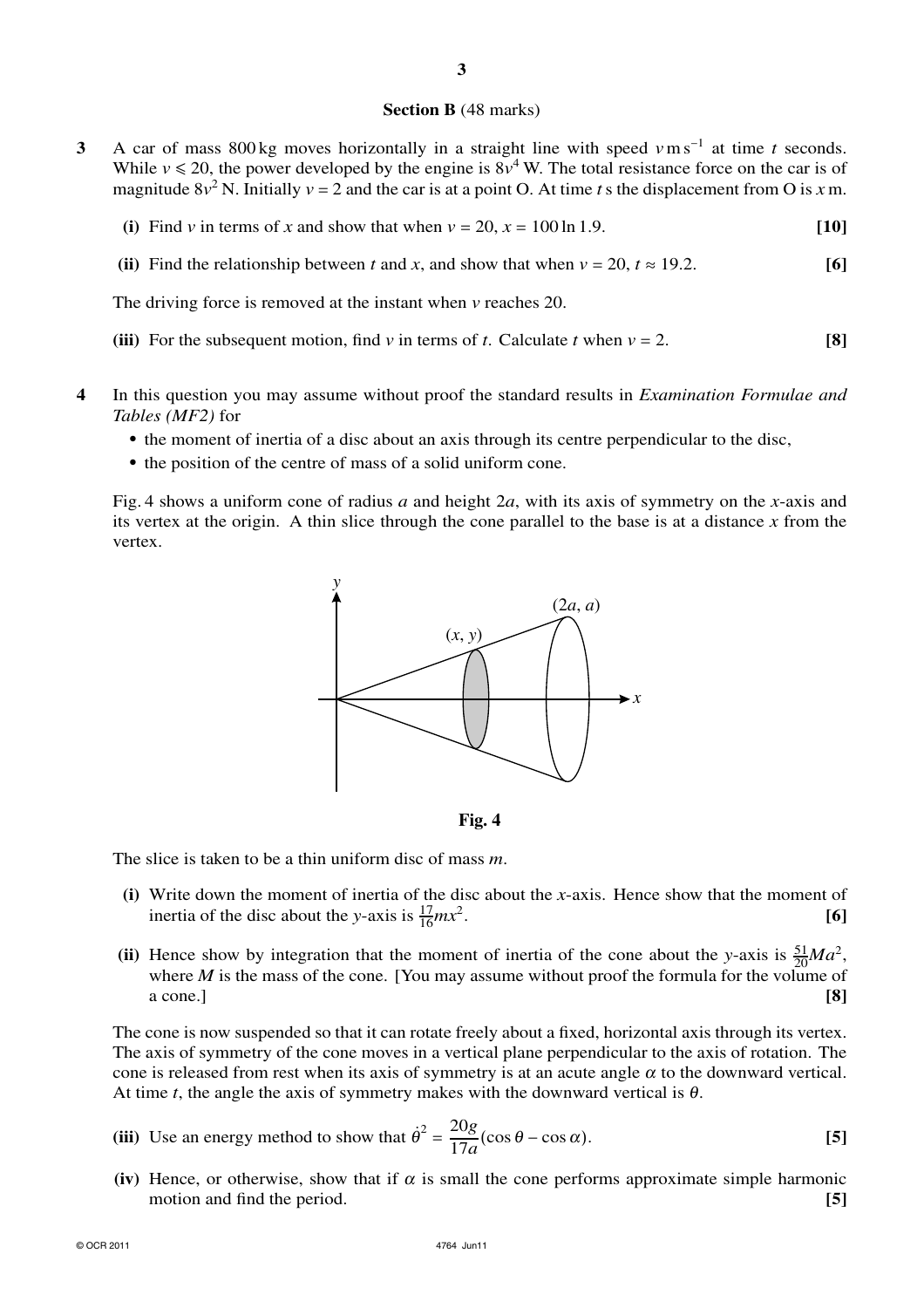## Section B (48 marks)

**3** A car of mass 800 kg moves horizontally in a straight line with speed $v \text{ m s}^{-1}$ at time $t$ seconds. While $v \leqslant 20$, the power developed by the engine is $8v^4$ W. The total resistance force on the car is of magnitude $8v^2$ N. Initially $v = 2$ and the car is at a point O. At time $t$ s the displacement from O is $x$ m.

**(i)** Find $v$ in terms of $x$ and show that when $v = 20$, $x = 100 \ln 1.9$. **[10]**

**(ii)** Find the relationship between $t$ and $x$, and show that when $v = 20$, $t \approx 19.2$. **[6]**

The driving force is removed at the instant when $v$ reaches 20.

**(iii)** For the subsequent motion, find $v$ in terms of $t$. Calculate $t$ when $v = 2$. **[8]**

**4** In this question you may assume without proof the standard results in *Examination Formulae and Tables (MF2)* for

- the moment of inertia of a disc about an axis through its centre perpendicular to the disc,
- the position of the centre of mass of a solid uniform cone.

Fig. 4 shows a uniform cone of radius $a$ and height $2a$, with its axis of symmetry on the $x$-axis and its vertex at the origin. A thin slice through the cone parallel to the base is at a distance $x$ from the vertex.

**Fig. 4**

The slice is taken to be a thin uniform disc of mass $m$.

**(i)** Write down the moment of inertia of the disc about the $x$-axis. Hence show that the moment of inertia of the disc about the $y$-axis is $\frac{17}{16}mx^2$. **[6]**

**(ii)** Hence show by integration that the moment of inertia of the cone about the $y$-axis is $\frac{51}{20}Ma^2$, where $M$ is the mass of the cone. [You may assume without proof the formula for the volume of a cone.] **[8]**

The cone is now suspended so that it can rotate freely about a fixed, horizontal axis through its vertex. The axis of symmetry of the cone moves in a vertical plane perpendicular to the axis of rotation. The cone is released from rest when its axis of symmetry is at an acute angle $\alpha$ to the downward vertical. At time $t$, the angle the axis of symmetry makes with the downward vertical is $\theta$.

**(iii)** Use an energy method to show that $\dot{\theta}^2 = \dfrac{20g}{17a}(\cos\theta - \cos\alpha)$. **[5]**

**(iv)** Hence, or otherwise, show that if $\alpha$ is small the cone performs approximate simple harmonic motion and find the period. **[5]**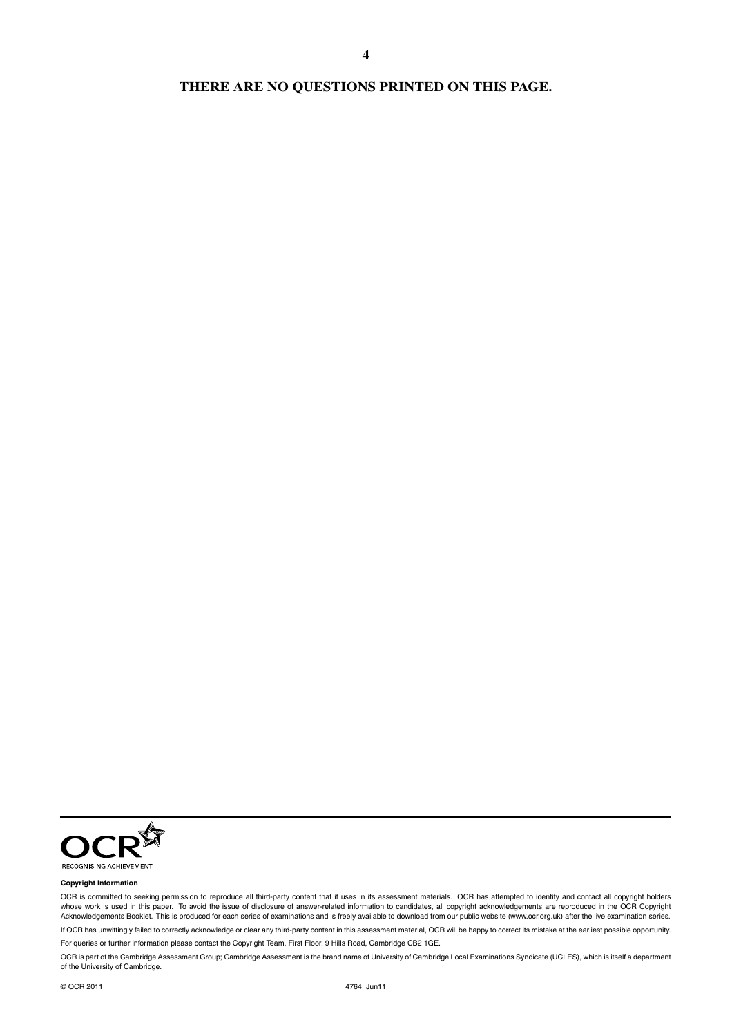**THERE ARE NO QUESTIONS PRINTED ON THIS PAGE.**

OCR

RECOGNISING ACHIEVEMENT

**Copyright Information**

OCR is committed to seeking permission to reproduce all third-party content that it uses in its assessment materials. OCR has attempted to identify and contact all copyright holders whose work is used in this paper. To avoid the issue of disclosure of answer-related information to candidates, all copyright acknowledgements are reproduced in the OCR Copyright Acknowledgements Booklet. This is produced for each series of examinations and is freely available to download from our public website (www.ocr.org.uk) after the live examination series.

If OCR has unwittingly failed to correctly acknowledge or clear any third-party content in this assessment material, OCR will be happy to correct its mistake at the earliest possible opportunity.

For queries or further information please contact the Copyright Team, First Floor, 9 Hills Road, Cambridge CB2 1GE.

OCR is part of the Cambridge Assessment Group; Cambridge Assessment is the brand name of University of Cambridge Local Examinations Syndicate (UCLES), which is itself a department of the University of Cambridge.

© OCR 2011 4764 Jun11